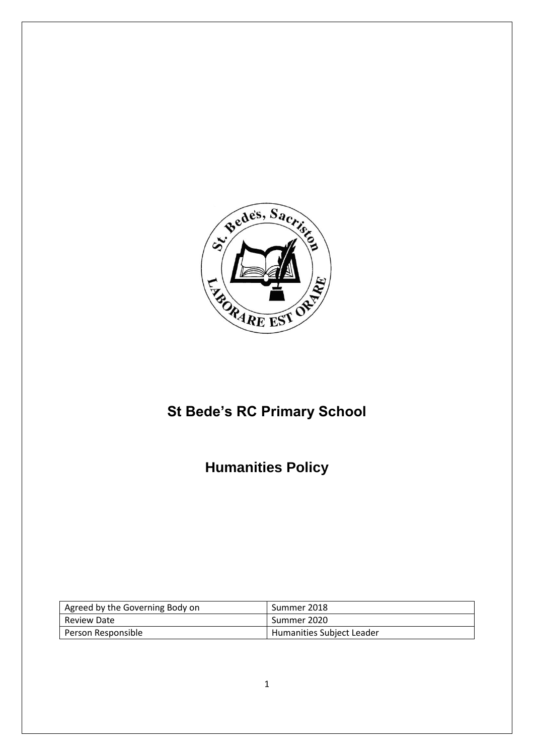# St Bede's RC Primary School

## Humanities Policy

| Agreed by the Governing Body on | Summer 2018 |
| --- | --- |
| Review Date | Summer 2020 |
| Person Responsible | Humanities Subject Leader |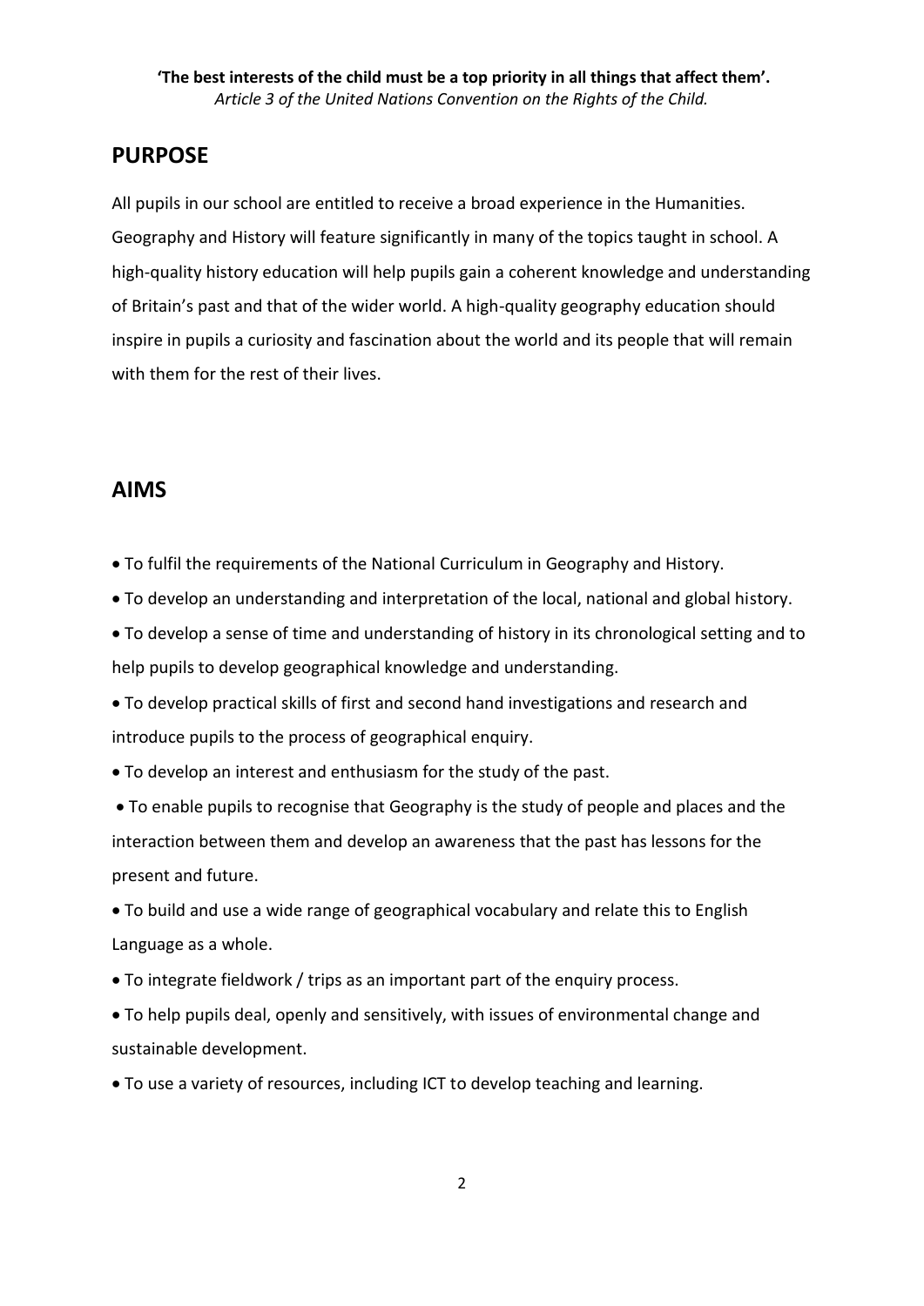**'The best interests of the child must be a top priority in all things that affect them'.**
*Article 3 of the United Nations Convention on the Rights of the Child.*

## PURPOSE

All pupils in our school are entitled to receive a broad experience in the Humanities. Geography and History will feature significantly in many of the topics taught in school. A high-quality history education will help pupils gain a coherent knowledge and understanding of Britain's past and that of the wider world. A high-quality geography education should inspire in pupils a curiosity and fascination about the world and its people that will remain with them for the rest of their lives.

## AIMS

- To fulfil the requirements of the National Curriculum in Geography and History.
- To develop an understanding and interpretation of the local, national and global history.
- To develop a sense of time and understanding of history in its chronological setting and to help pupils to develop geographical knowledge and understanding.
- To develop practical skills of first and second hand investigations and research and introduce pupils to the process of geographical enquiry.
- To develop an interest and enthusiasm for the study of the past.
- To enable pupils to recognise that Geography is the study of people and places and the interaction between them and develop an awareness that the past has lessons for the present and future.
- To build and use a wide range of geographical vocabulary and relate this to English Language as a whole.
- To integrate fieldwork / trips as an important part of the enquiry process.
- To help pupils deal, openly and sensitively, with issues of environmental change and sustainable development.
- To use a variety of resources, including ICT to develop teaching and learning.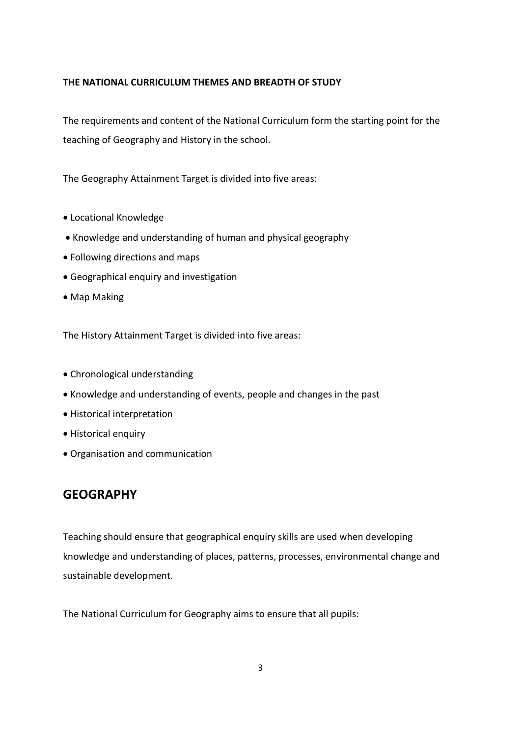**THE NATIONAL CURRICULUM THEMES AND BREADTH OF STUDY**

The requirements and content of the National Curriculum form the starting point for the teaching of Geography and History in the school.

The Geography Attainment Target is divided into five areas:

- Locational Knowledge
- Knowledge and understanding of human and physical geography
- Following directions and maps
- Geographical enquiry and investigation
- Map Making

The History Attainment Target is divided into five areas:

- Chronological understanding
- Knowledge and understanding of events, people and changes in the past
- Historical interpretation
- Historical enquiry
- Organisation and communication

## GEOGRAPHY

Teaching should ensure that geographical enquiry skills are used when developing knowledge and understanding of places, patterns, processes, environmental change and sustainable development.

The National Curriculum for Geography aims to ensure that all pupils: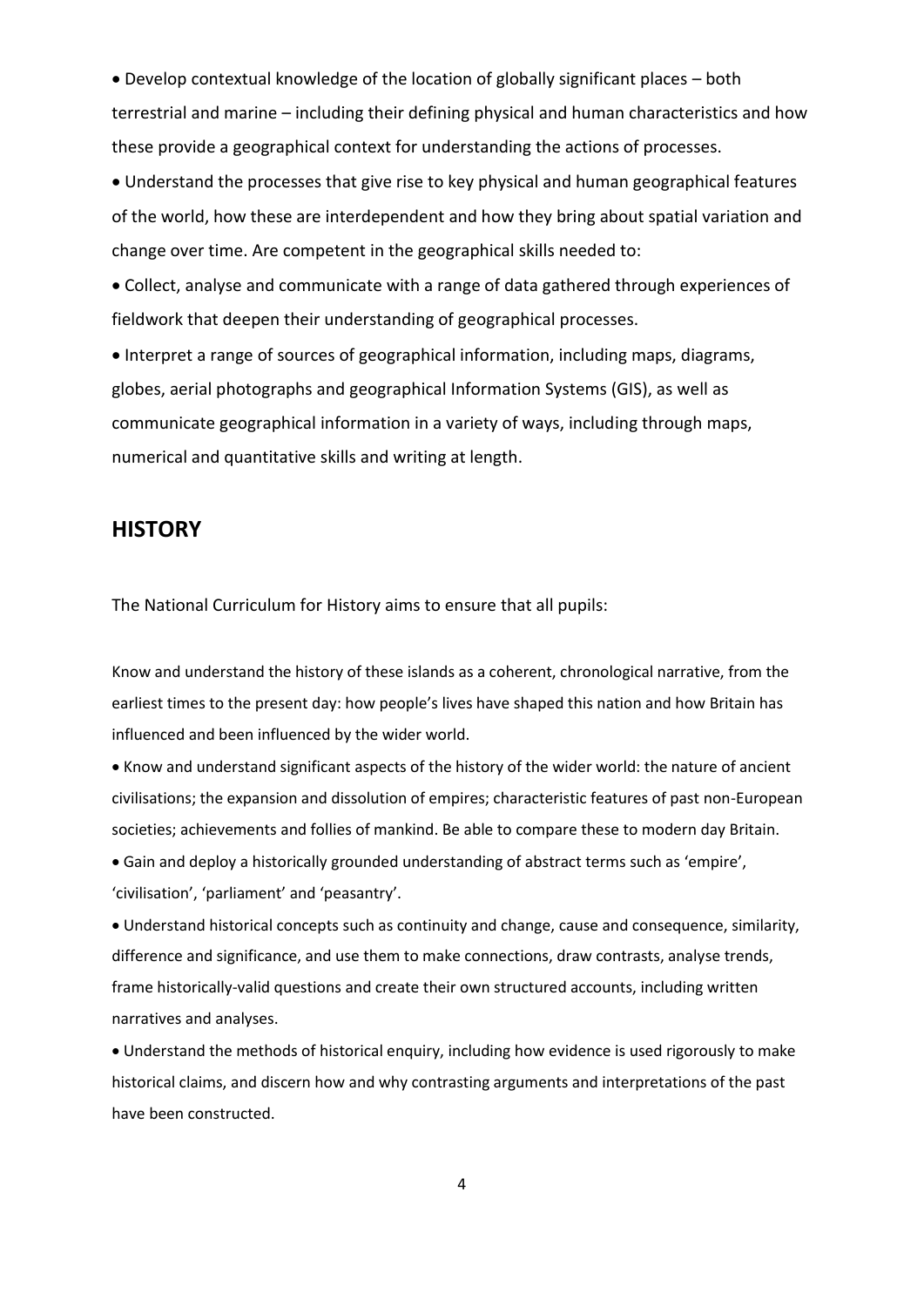- Develop contextual knowledge of the location of globally significant places – both terrestrial and marine – including their defining physical and human characteristics and how these provide a geographical context for understanding the actions of processes.
- Understand the processes that give rise to key physical and human geographical features of the world, how these are interdependent and how they bring about spatial variation and change over time. Are competent in the geographical skills needed to:
- Collect, analyse and communicate with a range of data gathered through experiences of fieldwork that deepen their understanding of geographical processes.
- Interpret a range of sources of geographical information, including maps, diagrams, globes, aerial photographs and geographical Information Systems (GIS), as well as communicate geographical information in a variety of ways, including through maps, numerical and quantitative skills and writing at length.

## HISTORY

The National Curriculum for History aims to ensure that all pupils:

Know and understand the history of these islands as a coherent, chronological narrative, from the earliest times to the present day: how people's lives have shaped this nation and how Britain has influenced and been influenced by the wider world.

- Know and understand significant aspects of the history of the wider world: the nature of ancient civilisations; the expansion and dissolution of empires; characteristic features of past non-European societies; achievements and follies of mankind. Be able to compare these to modern day Britain.
- Gain and deploy a historically grounded understanding of abstract terms such as 'empire', 'civilisation', 'parliament' and 'peasantry'.
- Understand historical concepts such as continuity and change, cause and consequence, similarity, difference and significance, and use them to make connections, draw contrasts, analyse trends, frame historically-valid questions and create their own structured accounts, including written narratives and analyses.
- Understand the methods of historical enquiry, including how evidence is used rigorously to make historical claims, and discern how and why contrasting arguments and interpretations of the past have been constructed.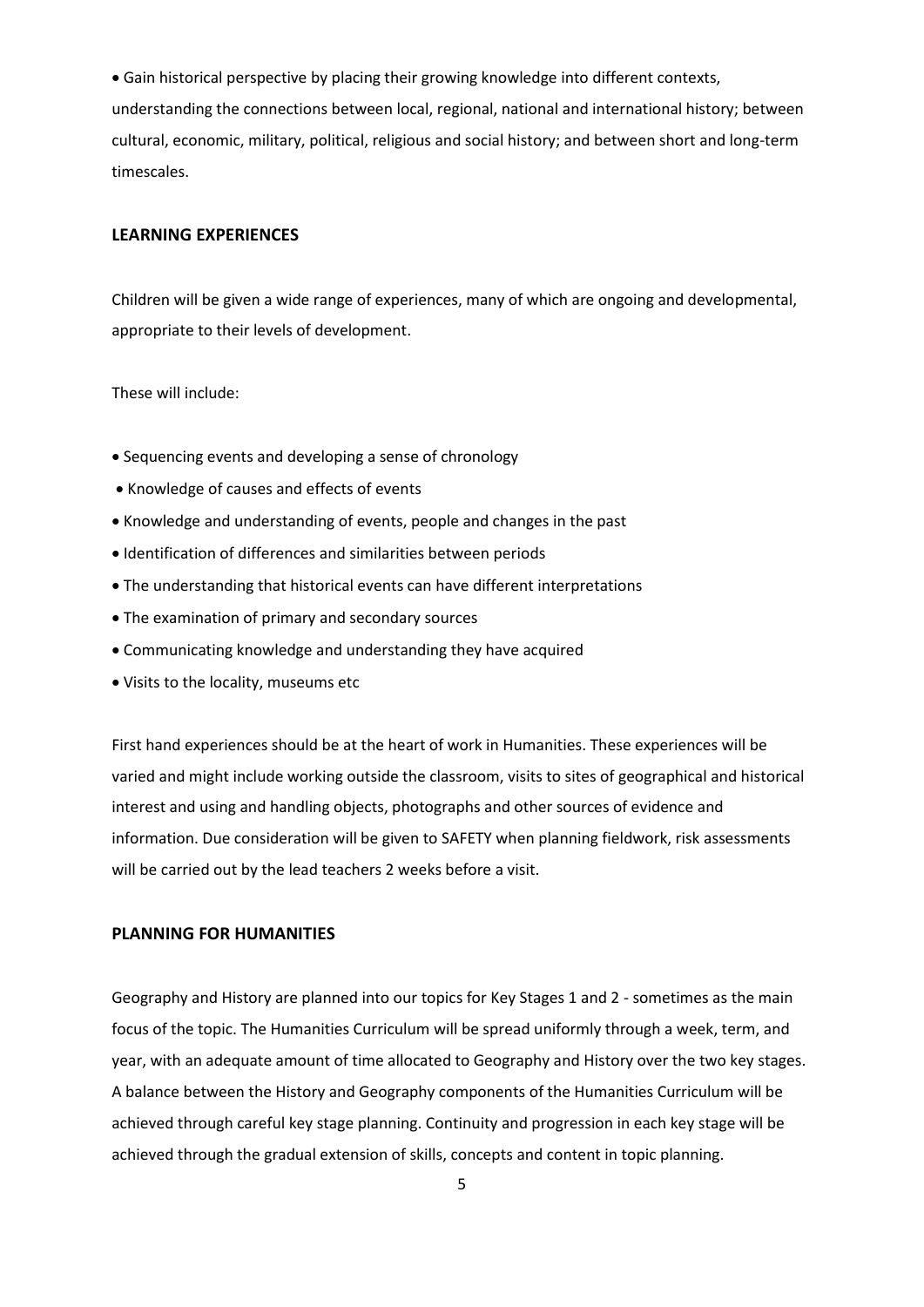- Gain historical perspective by placing their growing knowledge into different contexts, understanding the connections between local, regional, national and international history; between cultural, economic, military, political, religious and social history; and between short and long-term timescales.

## LEARNING EXPERIENCES

Children will be given a wide range of experiences, many of which are ongoing and developmental, appropriate to their levels of development.

These will include:

- Sequencing events and developing a sense of chronology
- Knowledge of causes and effects of events
- Knowledge and understanding of events, people and changes in the past
- Identification of differences and similarities between periods
- The understanding that historical events can have different interpretations
- The examination of primary and secondary sources
- Communicating knowledge and understanding they have acquired
- Visits to the locality, museums etc

First hand experiences should be at the heart of work in Humanities. These experiences will be varied and might include working outside the classroom, visits to sites of geographical and historical interest and using and handling objects, photographs and other sources of evidence and information. Due consideration will be given to SAFETY when planning fieldwork, risk assessments will be carried out by the lead teachers 2 weeks before a visit.

## PLANNING FOR HUMANITIES

Geography and History are planned into our topics for Key Stages 1 and 2 - sometimes as the main focus of the topic. The Humanities Curriculum will be spread uniformly through a week, term, and year, with an adequate amount of time allocated to Geography and History over the two key stages. A balance between the History and Geography components of the Humanities Curriculum will be achieved through careful key stage planning. Continuity and progression in each key stage will be achieved through the gradual extension of skills, concepts and content in topic planning.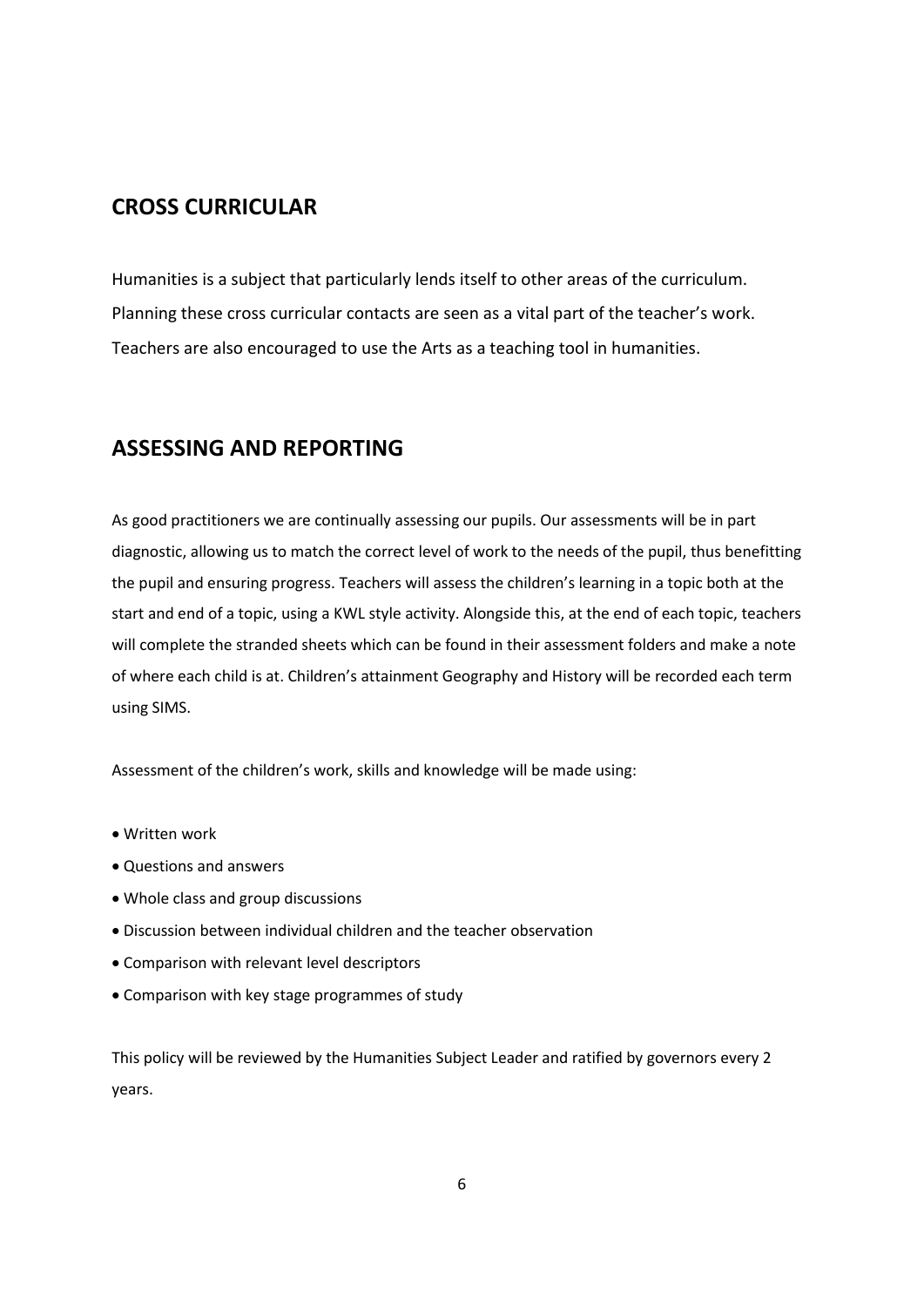## CROSS CURRICULAR

Humanities is a subject that particularly lends itself to other areas of the curriculum. Planning these cross curricular contacts are seen as a vital part of the teacher's work. Teachers are also encouraged to use the Arts as a teaching tool in humanities.

## ASSESSING AND REPORTING

As good practitioners we are continually assessing our pupils. Our assessments will be in part diagnostic, allowing us to match the correct level of work to the needs of the pupil, thus benefitting the pupil and ensuring progress. Teachers will assess the children's learning in a topic both at the start and end of a topic, using a KWL style activity. Alongside this, at the end of each topic, teachers will complete the stranded sheets which can be found in their assessment folders and make a note of where each child is at. Children's attainment Geography and History will be recorded each term using SIMS.

Assessment of the children's work, skills and knowledge will be made using:

- Written work
- Questions and answers
- Whole class and group discussions
- Discussion between individual children and the teacher observation
- Comparison with relevant level descriptors
- Comparison with key stage programmes of study

This policy will be reviewed by the Humanities Subject Leader and ratified by governors every 2 years.